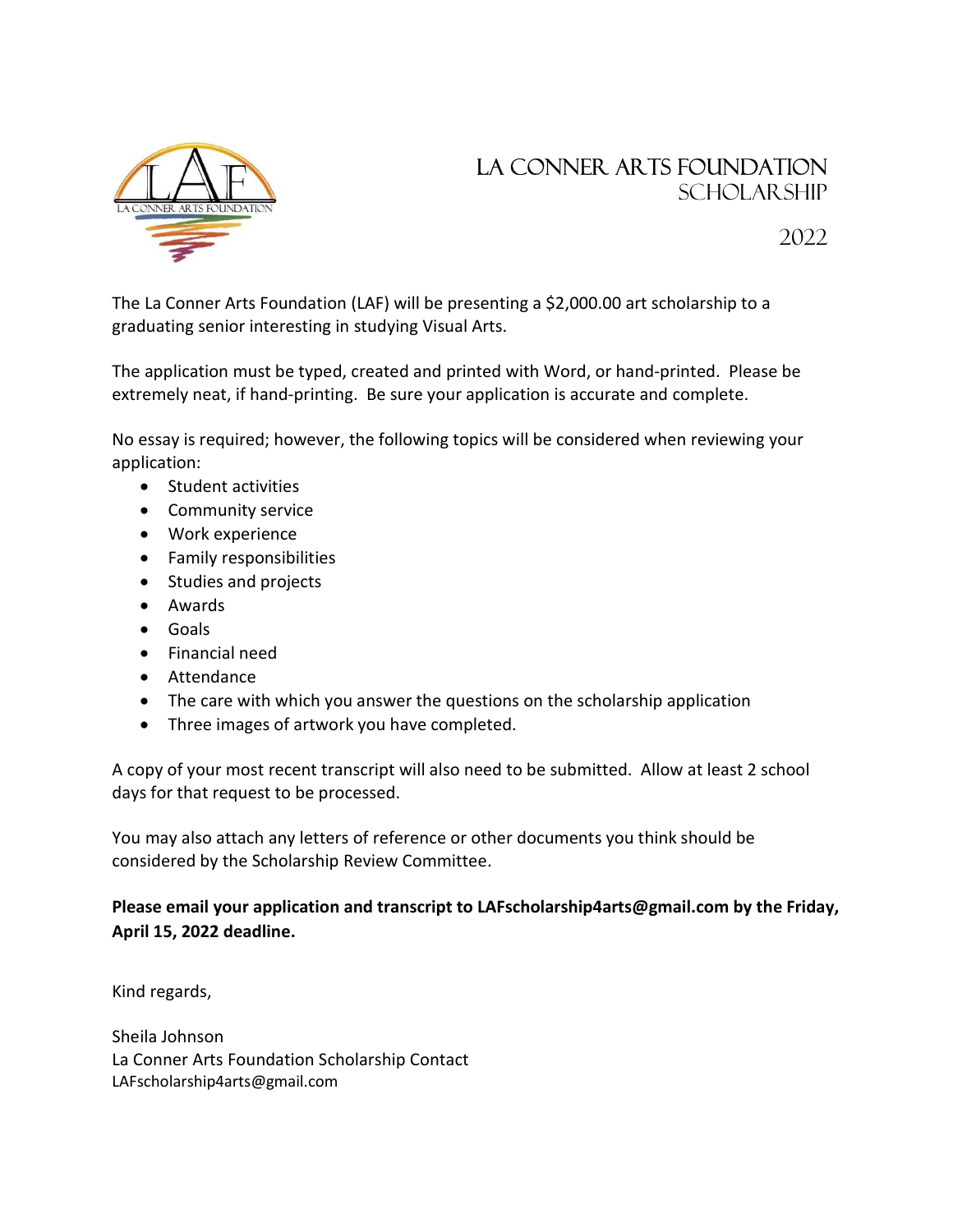# La Conner Arts Foundation Scholarship

2022

The La Conner Arts Foundation (LAF) will be presenting a $2,000.00 art scholarship to a graduating senior interesting in studying Visual Arts.

The application must be typed, created and printed with Word, or hand-printed. Please be extremely neat, if hand-printing. Be sure your application is accurate and complete.

No essay is required; however, the following topics will be considered when reviewing your application:

- Student activities
- Community service
- Work experience
- Family responsibilities
- Studies and projects
- Awards
- Goals
- Financial need
- Attendance
- The care with which you answer the questions on the scholarship application
- Three images of artwork you have completed.

A copy of your most recent transcript will also need to be submitted. Allow at least 2 school days for that request to be processed.

You may also attach any letters of reference or other documents you think should be considered by the Scholarship Review Committee.

**Please email your application and transcript to LAFscholarship4arts@gmail.com by the Friday, April 15, 2022 deadline.**

Kind regards,

Sheila Johnson
La Conner Arts Foundation Scholarship Contact
LAFscholarship4arts@gmail.com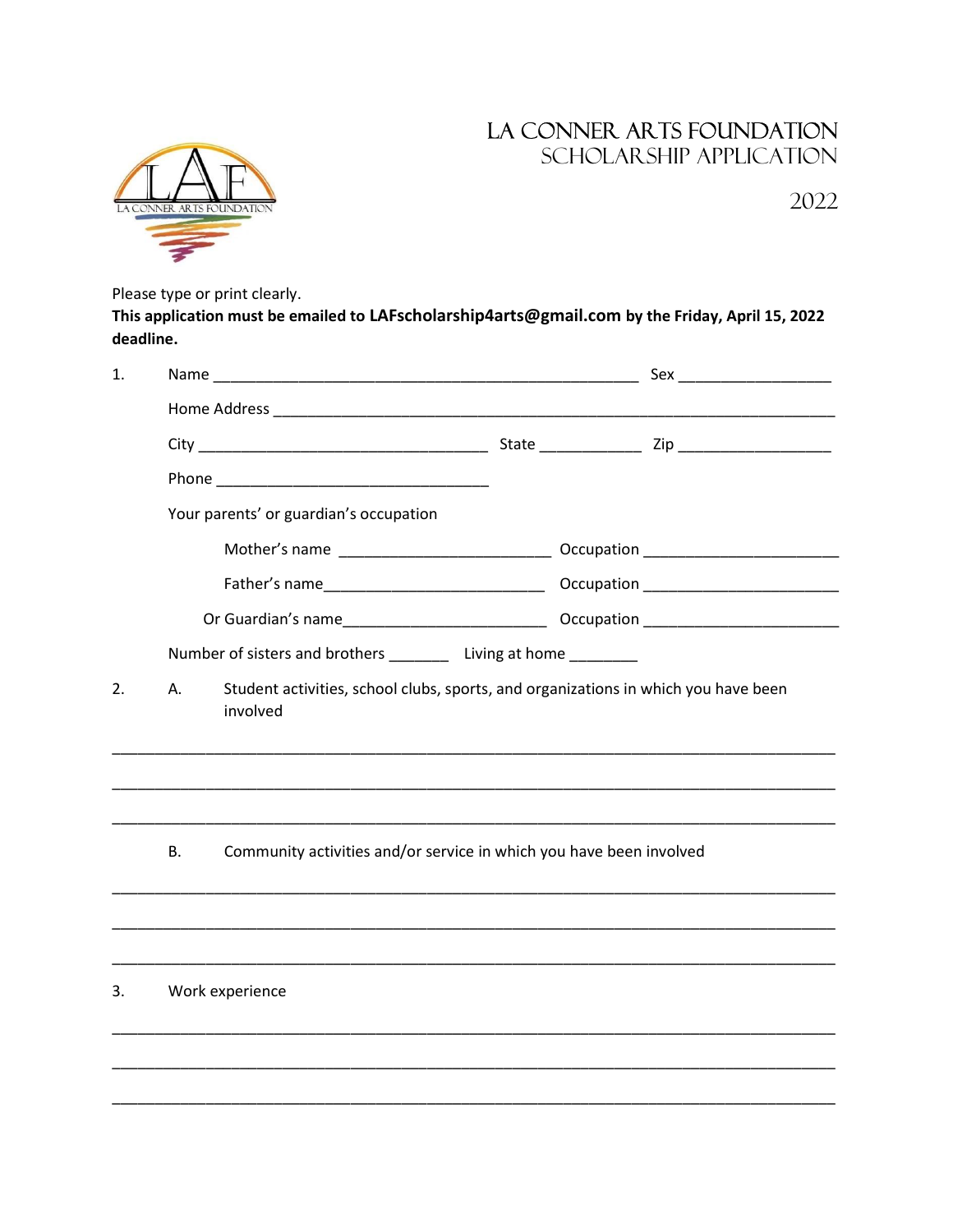# LA CONNER ARTS FOUNDATION
## SCHOLARSHIP APPLICATION

2022

Please type or print clearly.

**This application must be emailed to LAFscholarship4arts@gmail.com by the Friday, April 15, 2022 deadline.**

1. Name ______________________________________________ Sex ________________

   Home Address ____________________________________________________________

   City ______________________________ State ___________ Zip ________________

   Phone _____________________________

   Your parents' or guardian's occupation

   Mother's name ______________________ Occupation ____________________

   Father's name______________________ Occupation ____________________

   Or Guardian's name_____________________ Occupation ____________________

   Number of sisters and brothers _______ Living at home ________

2. A. Student activities, school clubs, sports, and organizations in which you have been involved

_______________________________________________________________________________

_______________________________________________________________________________

_______________________________________________________________________________

   B. Community activities and/or service in which you have been involved

_______________________________________________________________________________

_______________________________________________________________________________

_______________________________________________________________________________

3. Work experience

_______________________________________________________________________________

_______________________________________________________________________________

_______________________________________________________________________________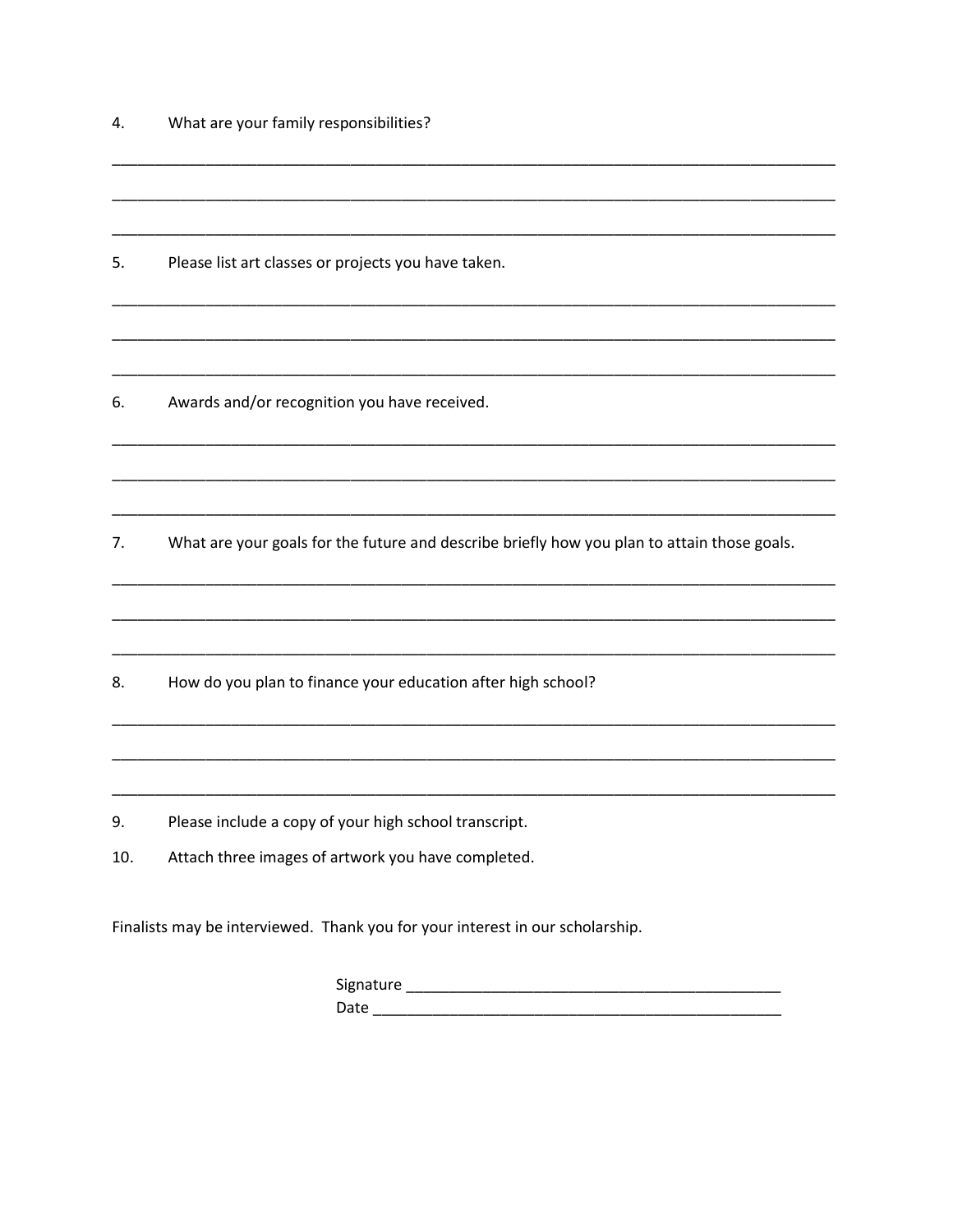4. What are your family responsibilities?

___________________________________________________________________________________

___________________________________________________________________________________

___________________________________________________________________________________

5. Please list art classes or projects you have taken.

___________________________________________________________________________________

___________________________________________________________________________________

___________________________________________________________________________________

6. Awards and/or recognition you have received.

___________________________________________________________________________________

___________________________________________________________________________________

___________________________________________________________________________________

7. What are your goals for the future and describe briefly how you plan to attain those goals.

___________________________________________________________________________________

___________________________________________________________________________________

___________________________________________________________________________________

8. How do you plan to finance your education after high school?

___________________________________________________________________________________

___________________________________________________________________________________

___________________________________________________________________________________

9. Please include a copy of your high school transcript.

10. Attach three images of artwork you have completed.

Finalists may be interviewed. Thank you for your interest in our scholarship.

Signature ____________________________________________

Date ________________________________________________